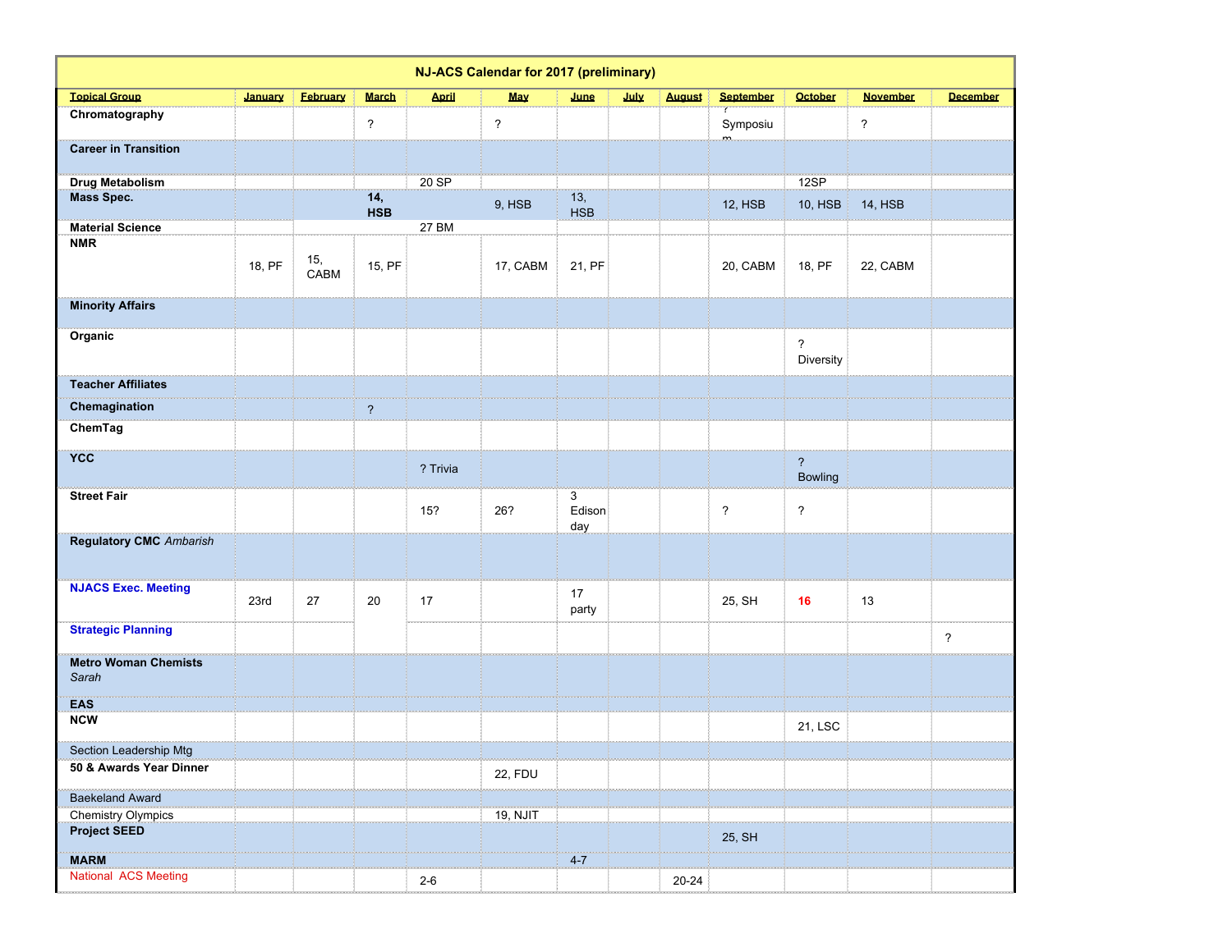# NJ-ACS Calendar for 2017 (preliminary)

| Topical Group | January | February | March | April | May | June | July | August | September | October | November | December |
|---|---|---|---|---|---|---|---|---|---|---|---|---|
| **Chromatography** | | | ? | | ? | | | | ? Symposium | | ? | |
| **Career in Transition** | | | | | | | | | | | | |
| **Drug Metabolism** | | | | 20 SP | | | | | | 12SP | | |
| **Mass Spec.** | | | **14, HSB** | | 9, HSB | 13, HSB | | | 12, HSB | 10, HSB | 14, HSB | |
| **Material Science** | | | | 27 BM | | | | | | | | |
| **NMR** | 18, PF | 15, CABM | 15, PF | | 17, CABM | 21, PF | | | 20, CABM | 18, PF | 22, CABM | |
| **Minority Affairs** | | | | | | | | | | | | |
| **Organic** | | | | | | | | | | ? Diversity | | |
| **Teacher Affiliates** | | | | | | | | | | | | |
| **Chemagination** | | | ? | | | | | | | | | |
| **ChemTag** | | | | | | | | | | | | |
| **YCC** | | | | ? Trivia | | | | | | ? Bowling | | |
| **Street Fair** | | | | 15? | 26? | 3 Edison day | | | ? | ? | | |
| **Regulatory CMC** *Ambarish* | | | | | | | | | | | | |
| **NJACS Exec. Meeting** | 23rd | 27 | 20 | 17 | | 17 party | | | 25, SH | **16** | 13 | |
| **Strategic Planning** | | | | | | | | | | | | ? |
| **Metro Woman Chemists** *Sarah* | | | | | | | | | | | | |
| **EAS** | | | | | | | | | | | | |
| **NCW** | | | | | | | | | | 21, LSC | | |
| Section Leadership Mtg | | | | | | | | | | | | |
| **50 & Awards Year Dinner** | | | | | 22, FDU | | | | | | | |
| Baekeland Award | | | | | | | | | | | | |
| Chemistry Olympics | | | | | 19, NJIT | | | | | | | |
| **Project SEED** | | | | | | | | | 25, SH | | | |
| **MARM** | | | | | | 4-7 | | | | | | |
| National ACS Meeting | | | | 2-6 | | | | 20-24 | | | | |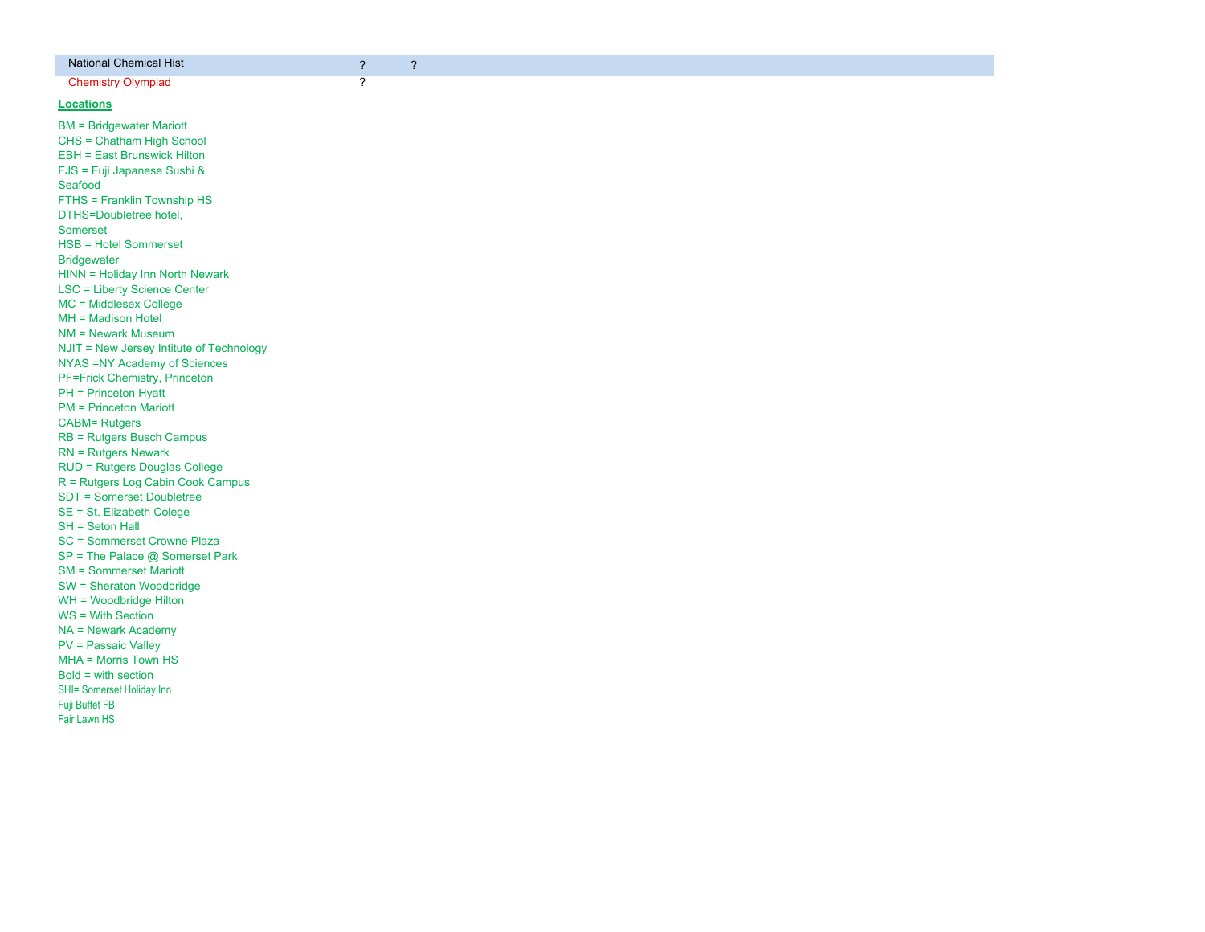| | | |
|---|---|---|
| National Chemical Hist | ? | ? |
| Chemistry Olympiad | ? | |

**Locations**

BM = Bridgewater Mariott
CHS = Chatham High School
EBH = East Brunswick Hilton
FJS = Fuji Japanese Sushi & Seafood
FTHS = Franklin Township HS
DTHS=Doubletree hotel, Somerset
HSB = Hotel Sommerset Bridgewater
HINN = Holiday Inn North Newark
LSC = Liberty Science Center
MC = Middlesex College
MH = Madison Hotel
NM = Newark Museum
NJIT = New Jersey Intitute of Technology
NYAS =NY Academy of Sciences
PF=Frick Chemistry, Princeton
PH = Princeton Hyatt
PM = Princeton Mariott
CABM= Rutgers
RB = Rutgers Busch Campus
RN = Rutgers Newark
RUD = Rutgers Douglas College
R = Rutgers Log Cabin Cook Campus
SDT = Somerset Doubletree
SE = St. Elizabeth Colege
SH = Seton Hall
SC = Sommerset Crowne Plaza
SP = The Palace @ Somerset Park
SM = Sommerset Mariott
SW = Sheraton Woodbridge
WH = Woodbridge Hilton
WS = With Section
NA = Newark Academy
PV = Passaic Valley
MHA = Morris Town HS
Bold = with section
SHI= Somerset Holiday Inn
Fuji Buffet FB
Fair Lawn HS